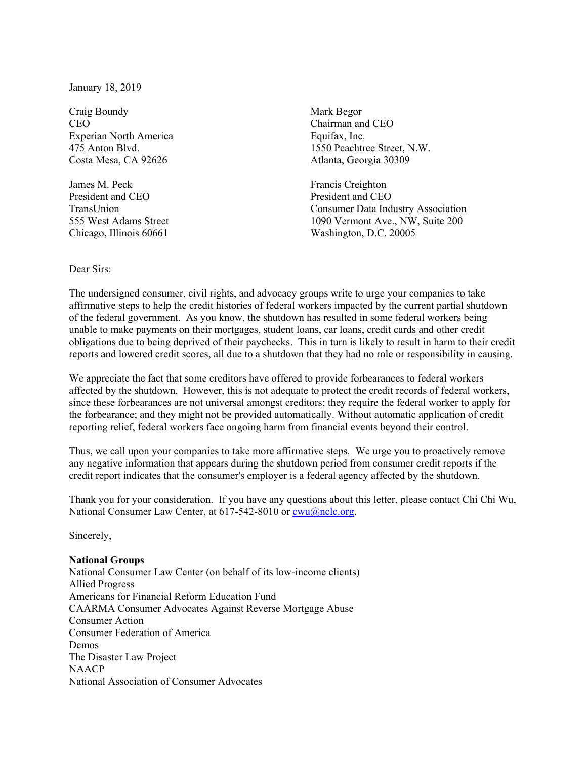January 18, 2019

Craig Boundy
CEO
Experian North America
475 Anton Blvd.
Costa Mesa, CA 92626

Mark Begor
Chairman and CEO
Equifax, Inc.
1550 Peachtree Street, N.W.
Atlanta, Georgia 30309

James M. Peck
President and CEO
TransUnion
555 West Adams Street
Chicago, Illinois 60661

Francis Creighton
President and CEO
Consumer Data Industry Association
1090 Vermont Ave., NW, Suite 200
Washington, D.C. 20005

Dear Sirs:

The undersigned consumer, civil rights, and advocacy groups write to urge your companies to take affirmative steps to help the credit histories of federal workers impacted by the current partial shutdown of the federal government. As you know, the shutdown has resulted in some federal workers being unable to make payments on their mortgages, student loans, car loans, credit cards and other credit obligations due to being deprived of their paychecks. This in turn is likely to result in harm to their credit reports and lowered credit scores, all due to a shutdown that they had no role or responsibility in causing.

We appreciate the fact that some creditors have offered to provide forbearances to federal workers affected by the shutdown. However, this is not adequate to protect the credit records of federal workers, since these forbearances are not universal amongst creditors; they require the federal worker to apply for the forbearance; and they might not be provided automatically. Without automatic application of credit reporting relief, federal workers face ongoing harm from financial events beyond their control.

Thus, we call upon your companies to take more affirmative steps. We urge you to proactively remove any negative information that appears during the shutdown period from consumer credit reports if the credit report indicates that the consumer's employer is a federal agency affected by the shutdown.

Thank you for your consideration. If you have any questions about this letter, please contact Chi Chi Wu, National Consumer Law Center, at 617-542-8010 or cwu@nclc.org.

Sincerely,

**National Groups**
National Consumer Law Center (on behalf of its low-income clients)
Allied Progress
Americans for Financial Reform Education Fund
CAARMA Consumer Advocates Against Reverse Mortgage Abuse
Consumer Action
Consumer Federation of America
Demos
The Disaster Law Project
NAACP
National Association of Consumer Advocates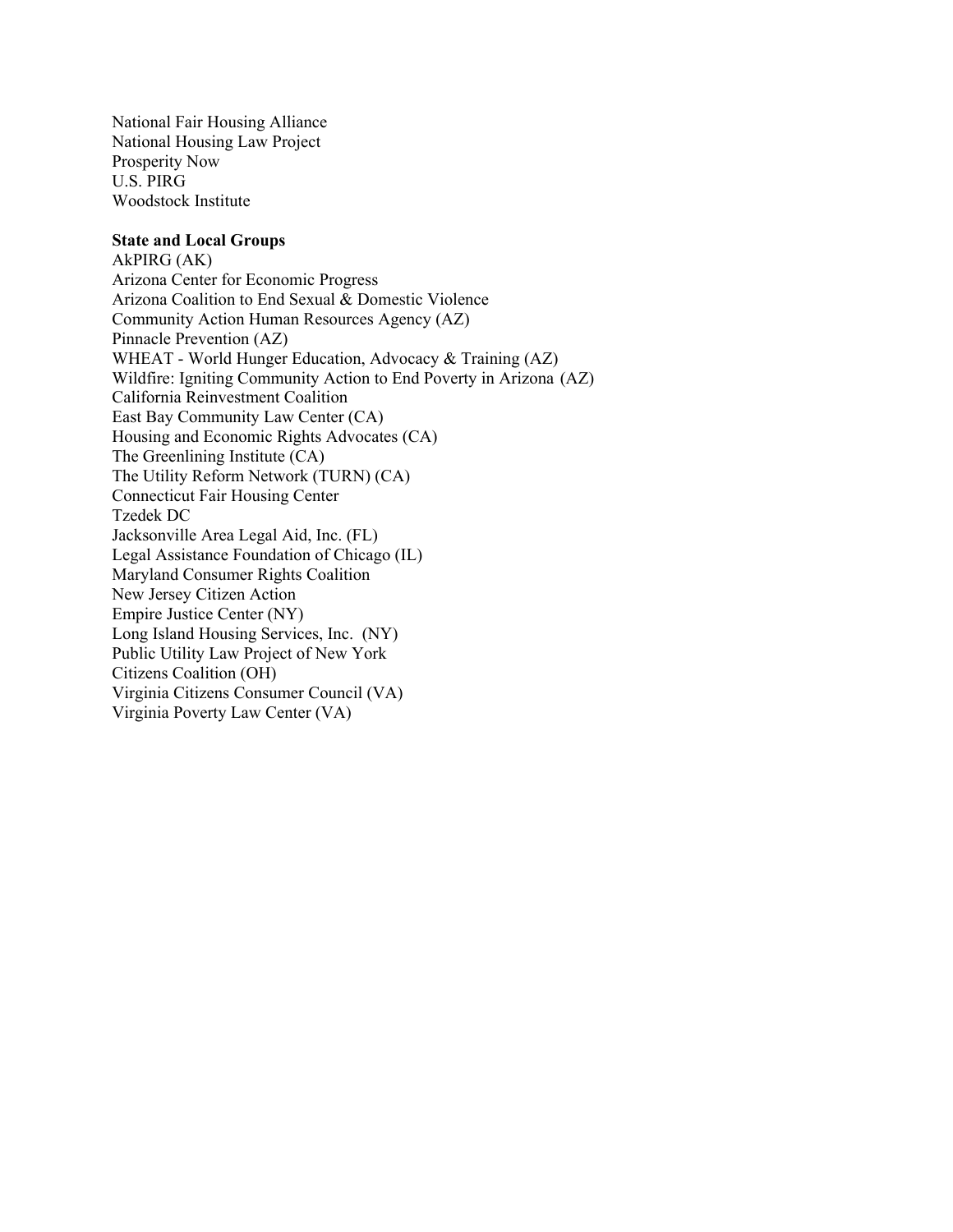National Fair Housing Alliance
National Housing Law Project
Prosperity Now
U.S. PIRG
Woodstock Institute

**State and Local Groups**
AkPIRG (AK)
Arizona Center for Economic Progress
Arizona Coalition to End Sexual & Domestic Violence
Community Action Human Resources Agency (AZ)
Pinnacle Prevention (AZ)
WHEAT - World Hunger Education, Advocacy & Training (AZ)
Wildfire: Igniting Community Action to End Poverty in Arizona (AZ)
California Reinvestment Coalition
East Bay Community Law Center (CA)
Housing and Economic Rights Advocates (CA)
The Greenlining Institute (CA)
The Utility Reform Network (TURN) (CA)
Connecticut Fair Housing Center
Tzedek DC
Jacksonville Area Legal Aid, Inc. (FL)
Legal Assistance Foundation of Chicago (IL)
Maryland Consumer Rights Coalition
New Jersey Citizen Action
Empire Justice Center (NY)
Long Island Housing Services, Inc. (NY)
Public Utility Law Project of New York
Citizens Coalition (OH)
Virginia Citizens Consumer Council (VA)
Virginia Poverty Law Center (VA)